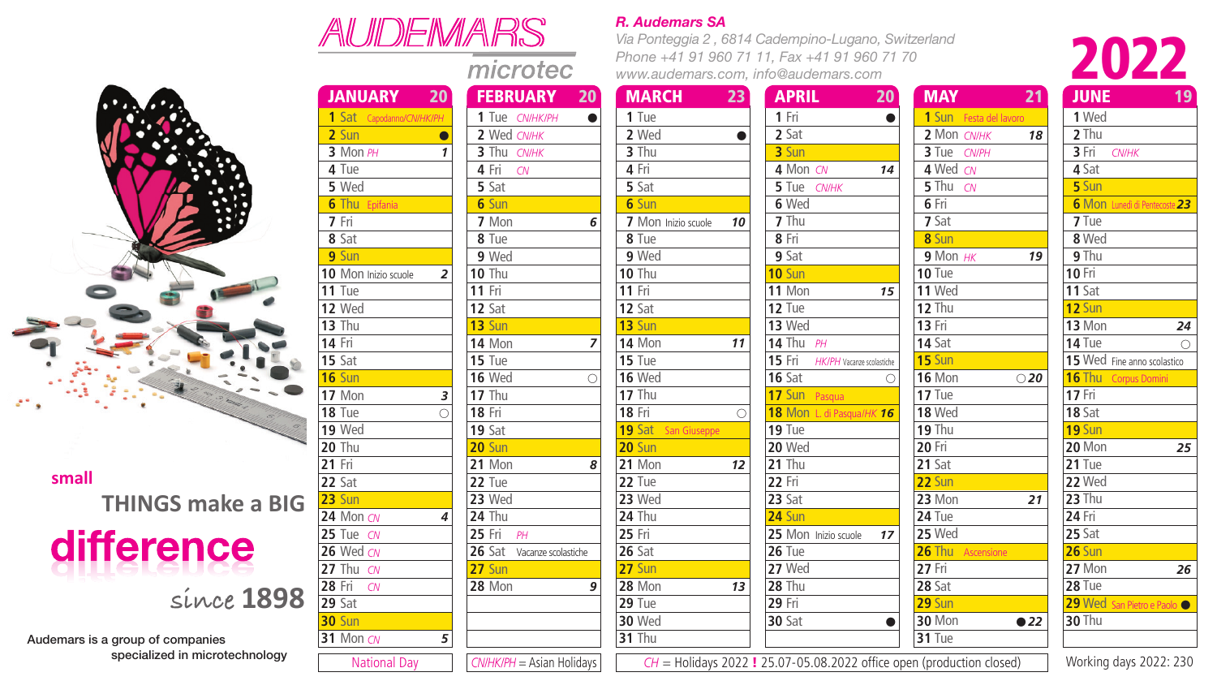# AUDEMARS microtec

**R. Audemars SA**
Via Ponteggia 2 , 6814 Cadempino-Lugano, Switzerland
Phone +41 91 960 71 11, Fax +41 91 960 71 70
www.audemars.com, info@audemars.com

# 2022

small THINGS make a BIG **difference** since 1898

Audemars is a group of companies specialized in microtechnology

| JANUARY 20 | FEBRUARY 20 | MARCH 23 | APRIL 20 | MAY 21 | JUNE 19 |
|---|---|---|---|---|---|
| 1 Sat Capodanno/CN/HK/PH | 1 Tue CN/HK/PH ● | 1 Tue | 1 Fri ● | 1 Sun Festa del lavoro | 1 Wed |
| 2 Sun ● | 2 Wed CN/HK | 2 Wed ● | 2 Sat | 2 Mon CN/HK 18 | 2 Thu |
| 3 Mon PH 1 | 3 Thu CN/HK | 3 Thu | 3 Sun | 3 Tue CN/PH | 3 Fri CN/HK |
| 4 Tue | 4 Fri CN | 4 Fri | 4 Mon CN 14 | 4 Wed CN | 4 Sat |
| 5 Wed | 5 Sat | 5 Sat | 5 Tue CN/HK | 5 Thu CN | 5 Sun |
| 6 Thu Epifania | 6 Sun | 6 Sun | 6 Wed | 6 Fri | 6 Mon Lunedì di Pentecoste 23 |
| 7 Fri | 7 Mon 6 | 7 Mon Inizio scuole 10 | 7 Thu | 7 Sat | 7 Tue |
| 8 Sat | 8 Tue | 8 Tue | 8 Fri | 8 Sun | 8 Wed |
| 9 Sun | 9 Wed | 9 Wed | 9 Sat | 9 Mon HK 19 | 9 Thu |
| 10 Mon Inizio scuole 2 | 10 Thu | 10 Thu | 10 Sun | 10 Tue | 10 Fri |
| 11 Tue | 11 Fri | 11 Fri | 11 Mon 15 | 11 Wed | 11 Sat |
| 12 Wed | 12 Sat | 12 Sat | 12 Tue | 12 Thu | 12 Sun |
| 13 Thu | 13 Sun | 13 Sun | 13 Wed | 13 Fri | 13 Mon 24 |
| 14 Fri | 14 Mon 7 | 14 Mon 11 | 14 Thu PH | 14 Sat | 14 Tue ○ |
| 15 Sat | 15 Tue | 15 Tue | 15 Fri HK/PH Vacanze scolastiche | 15 Sun | 15 Wed Fine anno scolastico |
| 16 Sun | 16 Wed ○ | 16 Wed | 16 Sat ○ | 16 Mon ○ 20 | 16 Thu Corpus Domini |
| 17 Mon 3 | 17 Thu | 17 Thu | 17 Sun Pasqua | 17 Tue | 17 Fri |
| 18 Tue ○ | 18 Fri | 18 Fri ○ | 18 Mon L. di Pasqua/HK 16 | 18 Wed | 18 Sat |
| 19 Wed | 19 Sat | 19 Sat San Giuseppe | 19 Tue | 19 Thu | 19 Sun |
| 20 Thu | 20 Sun | 20 Sun | 20 Wed | 20 Fri | 20 Mon 25 |
| 21 Fri | 21 Mon 8 | 21 Mon 12 | 21 Thu | 21 Sat | 21 Tue |
| 22 Sat | 22 Tue | 22 Tue | 22 Fri | 22 Sun | 22 Wed |
| 23 Sun | 23 Wed | 23 Wed | 23 Sat | 23 Mon 21 | 23 Thu |
| 24 Mon CN 4 | 24 Thu | 24 Thu | 24 Sun | 24 Tue | 24 Fri |
| 25 Tue CN | 25 Fri PH | 25 Fri | 25 Mon Inizio scuole 17 | 25 Wed | 25 Sat |
| 26 Wed CN | 26 Sat Vacanze scolastiche | 26 Sat | 26 Tue | 26 Thu Ascensione | 26 Sun |
| 27 Thu CN | 27 Sun | 27 Sun | 27 Wed | 27 Fri | 27 Mon 26 |
| 28 Fri CN | 28 Mon 9 | 28 Mon 13 | 28 Thu | 28 Sat | 28 Tue |
| 29 Sat | | 29 Tue | 29 Fri | 29 Sun | 29 Wed San Pietro e Paolo ● |
| 30 Sun | | 30 Wed | 30 Sat ● | 30 Mon ● 22 | 30 Thu |
| 31 Mon CN 5 | | 31 Thu | | 31 Tue | |

National Day | CN/HK/PH = Asian Holidays | CH = Holidays 2022 **!** 25.07-05.08.2022 office open (production closed) | Working days 2022: 230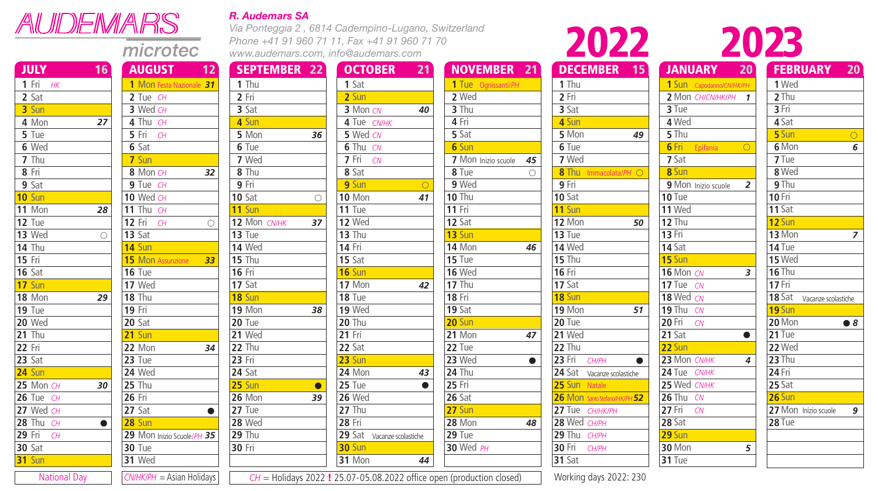# AUDEMARS microtec

**R. Audemars SA**
*Via Ponteggia 2 , 6814 Cadempino-Lugano, Switzerland*
*Phone +41 91 960 71 11, Fax +41 91 960 70*
*www.audemars.com, info@audemars.com*

# 2022 2023

| JULY 16 | AUGUST 12 | SEPTEMBER 22 | OCTOBER 21 | NOVEMBER 21 | DECEMBER 15 | JANUARY 20 | FEBRUARY 20 |
|---|---|---|---|---|---|---|---|
| 1 Fri HK | 1 Mon Festa Nazionale 31 | 1 Thu | 1 Sat | 1 Tue Ognissanti/PH | 1 Thu | 1 Sun Capodanno/CN/HK/PH | 1 Wed |
| 2 Sat | 2 Tue CH | 2 Fri | 2 Sun | 2 Wed | 2 Fri | 2 Mon CH/CN/HK/PH 1 | 2 Thu |
| 3 Sun | 3 Wed CH | 3 Sat | 3 Mon CN 40 | 3 Thu | 3 Sat | 3 Tue | 3 Fri |
| 4 Mon 27 | 4 Thu CH | 4 Sun | 4 Tue CN/HK | 4 Fri | 4 Sun | 4 Wed | 4 Sat |
| 5 Tue | 5 Fri CH | 5 Mon 36 | 5 Wed CN | 5 Sat | 5 Mon 49 | 5 Thu | 5 Sun ○ |
| 6 Wed | 6 Sat | 6 Tue | 6 Thu CN | 6 Sun | 6 Tue | 6 Fri Epifania ○ | 6 Mon 6 |
| 7 Thu | 7 Sun | 7 Wed | 7 Fri CN | 7 Mon Inizio scuole 45 | 7 Wed | 7 Sat | 7 Tue |
| 8 Fri | 8 Mon CH 32 | 8 Thu | 8 Sat | 8 Tue ○ | 8 Thu Immacolata/PH ○ | 8 Sun | 8 Wed |
| 9 Sat | 9 Tue CH | 9 Fri | 9 Sun ○ | 9 Wed | 9 Fri | 9 Mon Inizio scuole 2 | 9 Thu |
| 10 Sun | 10 Wed CH | 10 Sat ○ | 10 Mon 41 | 10 Thu | 10 Sat | 10 Tue | 10 Fri |
| 11 Mon 28 | 11 Thu CH | 11 Sun | 11 Tue | 11 Fri | 11 Sun | 11 Wed | 11 Sat |
| 12 Tue | 12 Fri CH ○ | 12 Mon CN/HK 37 | 12 Wed | 12 Sat | 12 Mon 50 | 12 Thu | 12 Sun |
| 13 Wed ○ | 13 Sat | 13 Tue | 13 Thu | 13 Sun | 13 Tue | 13 Fri | 13 Mon 7 |
| 14 Thu | 14 Sun | 14 Wed | 14 Fri | 14 Mon 46 | 14 Wed | 14 Sat | 14 Tue |
| 15 Fri | 15 Mon Assunzione 33 | 15 Thu | 15 Sat | 15 Tue | 15 Thu | 15 Sun | 15 Wed |
| 16 Sat | 16 Tue | 16 Fri | 16 Sun | 16 Wed | 16 Fri | 16 Mon CN 3 | 16 Thu |
| 17 Sun | 17 Wed | 17 Sat | 17 Mon 42 | 17 Thu | 17 Sat | 17 Tue CN | 17 Fri |
| 18 Mon 29 | 18 Thu | 18 Sun | 18 Tue | 18 Fri | 18 Sun | 18 Wed CN | 18 Sat Vacanze scolastiche |
| 19 Tue | 19 Fri | 19 Mon 38 | 19 Wed | 19 Sat | 19 Mon 51 | 19 Thu CN | 19 Sun |
| 20 Wed | 20 Sat | 20 Tue | 20 Thu | 20 Sun | 20 Tue | 20 Fri CN | 20 Mon ● 8 |
| 21 Thu | 21 Sun | 21 Wed | 21 Fri | 21 Mon 47 | 21 Wed | 21 Sat ● | 21 Tue |
| 22 Fri | 22 Mon 34 | 22 Thu | 22 Sat | 22 Tue | 22 Thu | 22 Sun | 22 Wed |
| 23 Sat | 23 Tue | 23 Fri | 23 Sun | 23 Wed ● | 23 Fri CH/PH ● | 23 Mon CN/HK 4 | 23 Thu |
| 24 Sun | 24 Wed | 24 Sat | 24 Mon 43 | 24 Thu | 24 Sat Vacanze scolastiche | 24 Tue CN/HK | 24 Fri |
| 25 Mon CH 30 | 25 Thu | 25 Sun ● | 25 Tue ● | 25 Fri | 25 Sun Natale | 25 Wed CN/HK | 25 Sat |
| 26 Tue CH | 26 Fri | 26 Mon 39 | 26 Wed | 26 Sat | 26 Mon Santo Stefano/HK/PH 52 | 26 Thu CN | 26 Sun |
| 27 Wed CH | 27 Sat ● | 27 Tue | 27 Thu | 27 Sun | 27 Tue CH/HK/PH | 27 Fri CN | 27 Mon Inizio scuole 9 |
| 28 Thu CH ● | 28 Sun | 28 Wed | 28 Fri | 28 Mon 48 | 28 Wed CH/PH | 28 Sat | 28 Tue |
| 29 Fri CH | 29 Mon Inizio Scuole/PH 35 | 29 Thu | 29 Sat Vacanze scolastiche | 29 Tue | 29 Thu CH/PH | 29 Sun | |
| 30 Sat | 30 Tue | 30 Fri | 30 Sun | 30 Wed PH | 30 Fri CH/PH | 30 Mon 5 | |
| 31 Sun | 31 Wed | | 31 Mon 44 | | 31 Sat | 31 Tue | |

National Day

*CN/HK/PH* = Asian Holidays

*CH* = Holidays 2022 **!** 25.07-05.08.2022 office open (production closed)

Working days 2022: 230